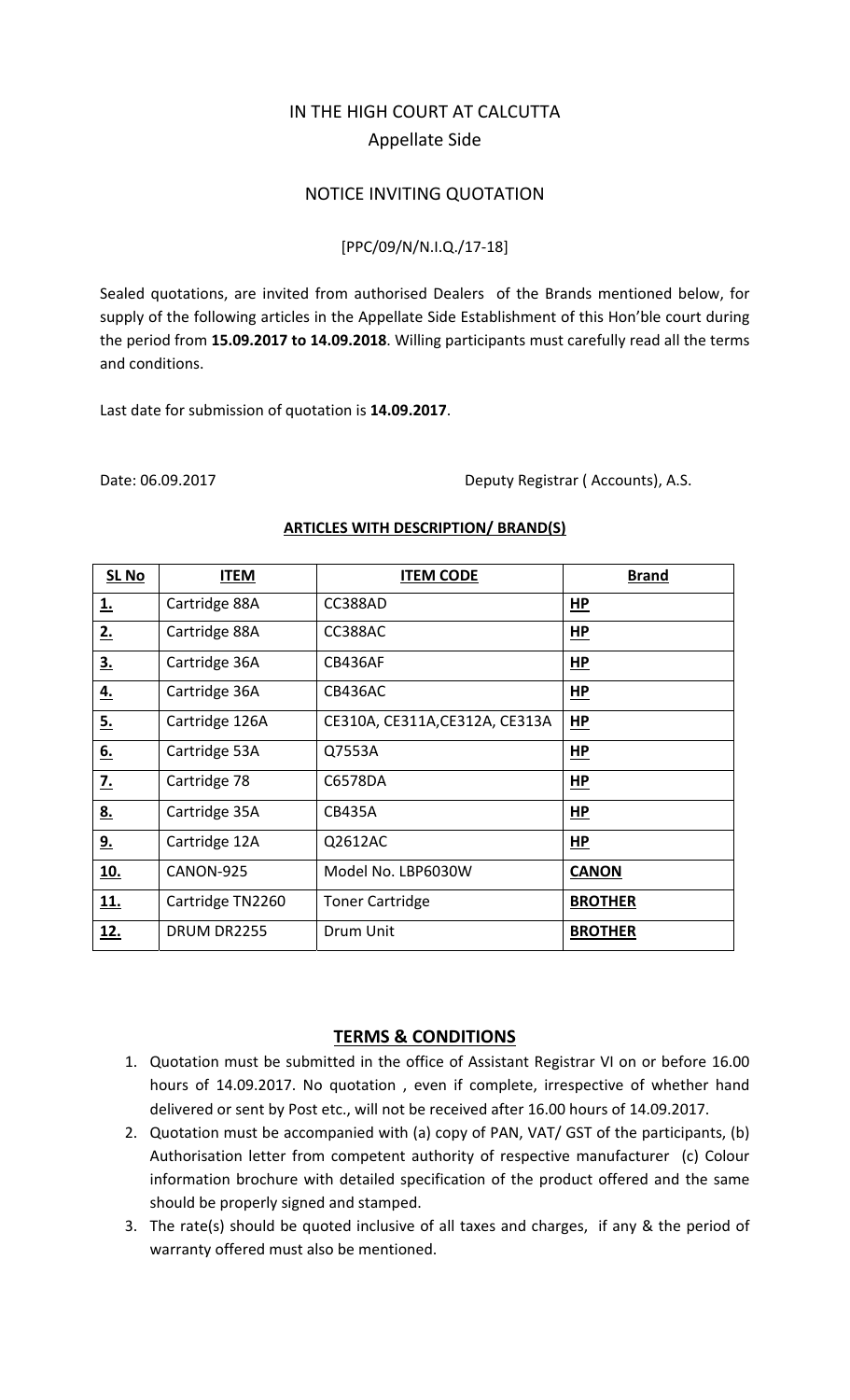# IN THE HIGH COURT AT CALCUTTA

## Appellate Side

## NOTICE INVITING QUOTATION

[PPC/09/N/N.I.Q./17-18]

Sealed quotations, are invited from authorised Dealers of the Brands mentioned below, for supply of the following articles in the Appellate Side Establishment of this Hon'ble court during the period from **15.09.2017 to 14.09.2018**. Willing participants must carefully read all the terms and conditions.

Last date for submission of quotation is **14.09.2017**.

Date: 06.09.2017

Deputy Registrar ( Accounts), A.S.

### ARTICLES WITH DESCRIPTION/ BRAND(S)

| SL No | ITEM | ITEM CODE | Brand |
|---|---|---|---|
| 1. | Cartridge 88A | CC388AD | HP |
| 2. | Cartridge 88A | CC388AC | HP |
| 3. | Cartridge 36A | CB436AF | HP |
| 4. | Cartridge 36A | CB436AC | HP |
| 5. | Cartridge 126A | CE310A, CE311A,CE312A, CE313A | HP |
| 6. | Cartridge 53A | Q7553A | HP |
| 7. | Cartridge 78 | C6578DA | HP |
| 8. | Cartridge 35A | CB435A | HP |
| 9. | Cartridge 12A | Q2612AC | HP |
| 10. | CANON-925 | Model No. LBP6030W | CANON |
| 11. | Cartridge TN2260 | Toner Cartridge | BROTHER |
| 12. | DRUM DR2255 | Drum Unit | BROTHER |

## TERMS & CONDITIONS

1. Quotation must be submitted in the office of Assistant Registrar VI on or before 16.00 hours of 14.09.2017. No quotation , even if complete, irrespective of whether hand delivered or sent by Post etc., will not be received after 16.00 hours of 14.09.2017.
2. Quotation must be accompanied with (a) copy of PAN, VAT/ GST of the participants, (b) Authorisation letter from competent authority of respective manufacturer (c) Colour information brochure with detailed specification of the product offered and the same should be properly signed and stamped.
3. The rate(s) should be quoted inclusive of all taxes and charges, if any & the period of warranty offered must also be mentioned.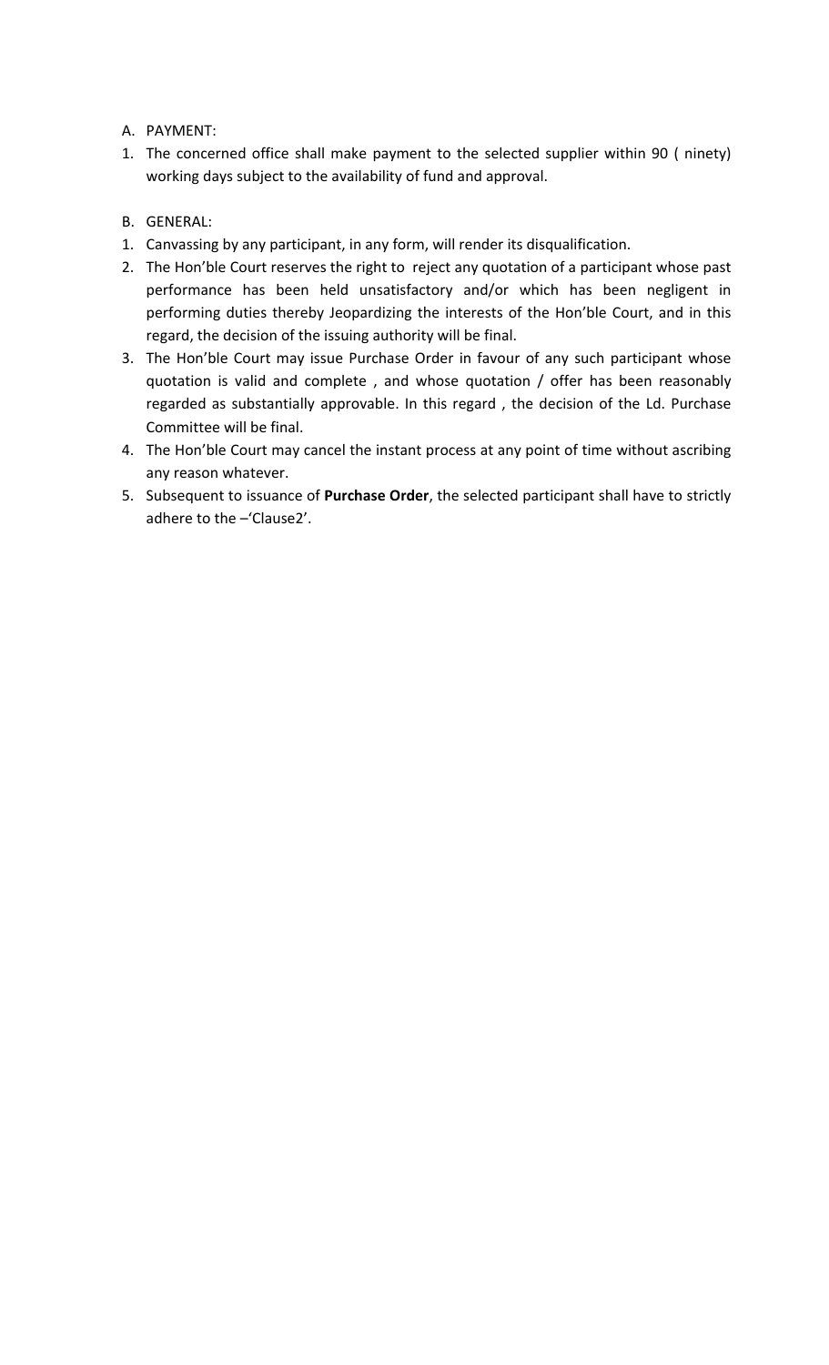A. PAYMENT:

1. The concerned office shall make payment to the selected supplier within 90 ( ninety) working days subject to the availability of fund and approval.

B. GENERAL:

1. Canvassing by any participant, in any form, will render its disqualification.
2. The Hon'ble Court reserves the right to reject any quotation of a participant whose past performance has been held unsatisfactory and/or which has been negligent in performing duties thereby Jeopardizing the interests of the Hon'ble Court, and in this regard, the decision of the issuing authority will be final.
3. The Hon'ble Court may issue Purchase Order in favour of any such participant whose quotation is valid and complete , and whose quotation / offer has been reasonably regarded as substantially approvable. In this regard , the decision of the Ld. Purchase Committee will be final.
4. The Hon'ble Court may cancel the instant process at any point of time without ascribing any reason whatever.
5. Subsequent to issuance of **Purchase Order**, the selected participant shall have to strictly adhere to the –'Clause2'.